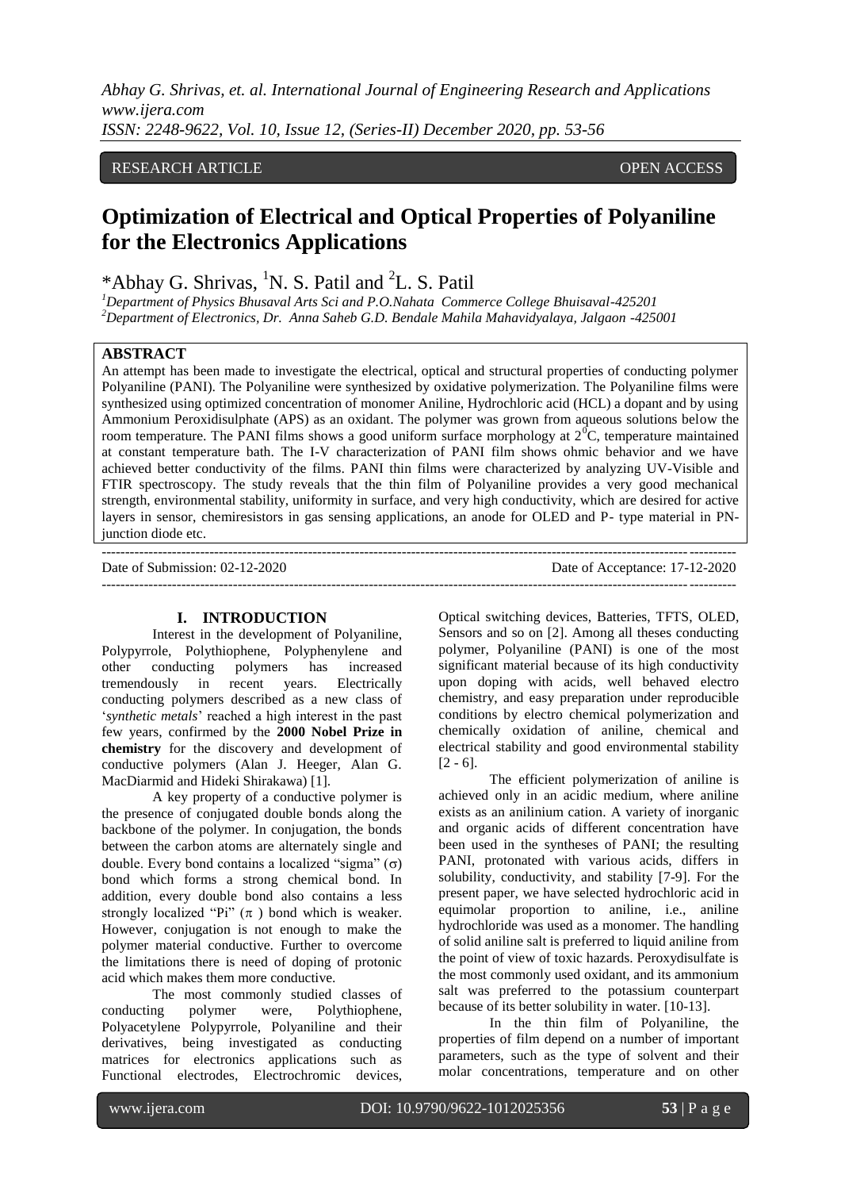RESEARCH ARTICLE OPEN ACCESS

# Optimization of Electrical and Optical Properties of Polyaniline for the Electronics Applications

*Abhay G. Shrivas, [1]N. S. Patil and [2]L. S. Patil

[1]Department of Physics Bhusaval Arts Sci and P.O.Nahata Commerce College Bhuisaval-425201
[2]Department of Electronics, Dr. Anna Saheb G.D. Bendale Mahila Mahavidyalaya, Jalgaon -425001

## ABSTRACT

An attempt has been made to investigate the electrical, optical and structural properties of conducting polymer Polyaniline (PANI). The Polyaniline were synthesized by oxidative polymerization. The Polyaniline films were synthesized using optimized concentration of monomer Aniline, Hydrochloric acid (HCL) a dopant and by using Ammonium Peroxidisulphate (APS) as an oxidant. The polymer was grown from aqueous solutions below the room temperature. The PANI films shows a good uniform surface morphology at $2^{0}$C, temperature maintained at constant temperature bath. The I-V characterization of PANI film shows ohmic behavior and we have achieved better conductivity of the films. PANI thin films were characterized by analyzing UV-Visible and FTIR spectroscopy. The study reveals that the thin film of Polyaniline provides a very good mechanical strength, environmental stability, uniformity in surface, and very high conductivity, which are desired for active layers in sensor, chemiresistors in gas sensing applications, an anode for OLED and P- type material in PN-junction diode etc.

---

Date of Submission: 02-12-2020 Date of Acceptance: 17-12-2020

---

## I. INTRODUCTION

Interest in the development of Polyaniline, Polypyrrole, Polythiophene, Polyphenylene and other conducting polymers has increased tremendously in recent years. Electrically conducting polymers described as a new class of '*synthetic metals*' reached a high interest in the past few years, confirmed by the **2000 Nobel Prize in chemistry** for the discovery and development of conductive polymers (Alan J. Heeger, Alan G. MacDiarmid and Hideki Shirakawa) [1].

A key property of a conductive polymer is the presence of conjugated double bonds along the backbone of the polymer. In conjugation, the bonds between the carbon atoms are alternately single and double. Every bond contains a localized "sigma" ($\sigma$) bond which forms a strong chemical bond. In addition, every double bond also contains a less strongly localized "Pi" ($\pi$ ) bond which is weaker. However, conjugation is not enough to make the polymer material conductive. Further to overcome the limitations there is need of doping of protonic acid which makes them more conductive.

The most commonly studied classes of conducting polymer were, Polythiophene, Polyacetylene Polypyrrole, Polyaniline and their derivatives, being investigated as conducting matrices for electronics applications such as Functional electrodes, Electrochromic devices, Optical switching devices, Batteries, TFTS, OLED, Sensors and so on [2]. Among all theses conducting polymer, Polyaniline (PANI) is one of the most significant material because of its high conductivity upon doping with acids, well behaved electro chemistry, and easy preparation under reproducible conditions by electro chemical polymerization and chemically oxidation of aniline, chemical and electrical stability and good environmental stability [2 - 6].

The efficient polymerization of aniline is achieved only in an acidic medium, where aniline exists as an anilinium cation. A variety of inorganic and organic acids of different concentration have been used in the syntheses of PANI; the resulting PANI, protonated with various acids, differs in solubility, conductivity, and stability [7-9]. For the present paper, we have selected hydrochloric acid in equimolar proportion to aniline, i.e., aniline hydrochloride was used as a monomer. The handling of solid aniline salt is preferred to liquid aniline from the point of view of toxic hazards. Peroxydisulfate is the most commonly used oxidant, and its ammonium salt was preferred to the potassium counterpart because of its better solubility in water. [10-13].

In the thin film of Polyaniline, the properties of film depend on a number of important parameters, such as the type of solvent and their molar concentrations, temperature and on other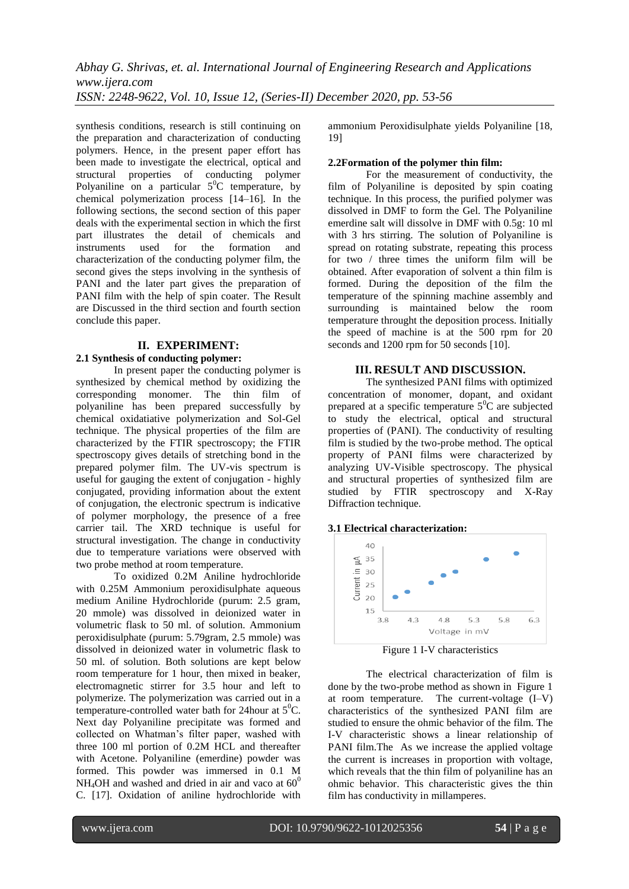synthesis conditions, research is still continuing on the preparation and characterization of conducting polymers. Hence, in the present paper effort has been made to investigate the electrical, optical and structural properties of conducting polymer Polyaniline on a particular $5^0$C temperature, by chemical polymerization process [14–16]. In the following sections, the second section of this paper deals with the experimental section in which the first part illustrates the detail of chemicals and instruments used for the formation and characterization of the conducting polymer film, the second gives the steps involving in the synthesis of PANI and the later part gives the preparation of PANI film with the help of spin coater. The Result are Discussed in the third section and fourth section conclude this paper.

## II. EXPERIMENT:

### 2.1 Synthesis of conducting polymer:

In present paper the conducting polymer is synthesized by chemical method by oxidizing the corresponding monomer. The thin film of polyaniline has been prepared successfully by chemical oxidatiative polymerization and Sol-Gel technique. The physical properties of the film are characterized by the FTIR spectroscopy; the FTIR spectroscopy gives details of stretching bond in the prepared polymer film. The UV-vis spectrum is useful for gauging the extent of conjugation - highly conjugated, providing information about the extent of conjugation, the electronic spectrum is indicative of polymer morphology, the presence of a free carrier tail. The XRD technique is useful for structural investigation. The change in conductivity due to temperature variations were observed with two probe method at room temperature.

To oxidized 0.2M Aniline hydrochloride with 0.25M Ammonium peroxidisulphate aqueous medium Aniline Hydrochloride (purum: 2.5 gram, 20 mmole) was dissolved in deionized water in volumetric flask to 50 ml. of solution. Ammonium peroxidisulphate (purum: 5.79gram, 2.5 mmole) was dissolved in deionized water in volumetric flask to 50 ml. of solution. Both solutions are kept below room temperature for 1 hour, then mixed in beaker, electromagnetic stirrer for 3.5 hour and left to polymerize. The polymerization was carried out in a temperature-controlled water bath for 24hour at $5^0$C. Next day Polyaniline precipitate was formed and collected on Whatman's filter paper, washed with three 100 ml portion of 0.2M HCL and thereafter with Acetone. Polyaniline (emerdine) powder was formed. This powder was immersed in 0.1 M $NH_4OH$ and washed and dried in air and vaco at $60^0$ C. [17]. Oxidation of aniline hydrochloride with ammonium Peroxidisulphate yields Polyaniline [18, 19]

### 2.2Formation of the polymer thin film:

For the measurement of conductivity, the film of Polyaniline is deposited by spin coating technique. In this process, the purified polymer was dissolved in DMF to form the Gel. The Polyaniline emerdine salt will dissolve in DMF with 0.5g: 10 ml with 3 hrs stirring. The solution of Polyaniline is spread on rotating substrate, repeating this process for two / three times the uniform film will be obtained. After evaporation of solvent a thin film is formed. During the deposition of the film the temperature of the spinning machine assembly and surrounding is maintained below the room temperature throught the deposition process. Initially the speed of machine is at the 500 rpm for 20 seconds and 1200 rpm for 50 seconds [10].

## III. RESULT AND DISCUSSION.

The synthesized PANI films with optimized concentration of monomer, dopant, and oxidant prepared at a specific temperature $5^0$C are subjected to study the electrical, optical and structural properties of (PANI). The conductivity of resulting film is studied by the two-probe method. The optical property of PANI films were characterized by analyzing UV-Visible spectroscopy. The physical and structural properties of synthesized film are studied by FTIR spectroscopy and X-Ray Diffraction technique.

### 3.1 Electrical characterization:

Figure 1 I-V characteristics

The electrical characterization of film is done by the two-probe method as shown in Figure 1 at room temperature. The current-voltage (I–V) characteristics of the synthesized PANI film are studied to ensure the ohmic behavior of the film. The I-V characteristic shows a linear relationship of PANI film.The As we increase the applied voltage the current is increases in proportion with voltage, which reveals that the thin film of polyaniline has an ohmic behavior. This characteristic gives the thin film has conductivity in millamperes.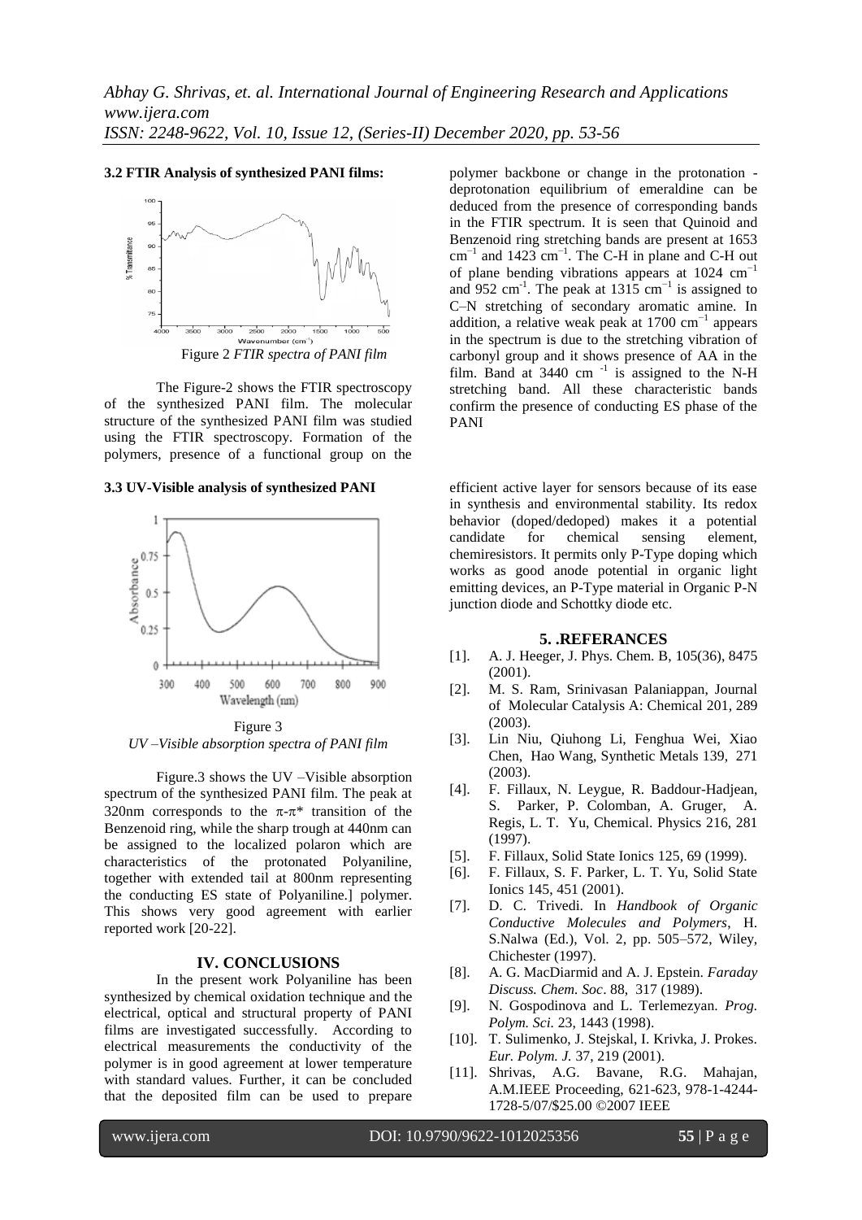### 3.2 FTIR Analysis of synthesized PANI films:

Figure 2 *FTIR spectra of PANI film*

The Figure-2 shows the FTIR spectroscopy of the synthesized PANI film. The molecular structure of the synthesized PANI film was studied using the FTIR spectroscopy. Formation of the polymers, presence of a functional group on the polymer backbone or change in the protonation - deprotonation equilibrium of emeraldine can be deduced from the presence of corresponding bands in the FTIR spectrum. It is seen that Quinoid and Benzenoid ring stretching bands are present at 1653 $cm^{-1}$ and 1423 $cm^{-1}$. The C-H in plane and C-H out of plane bending vibrations appears at 1024 $cm^{-1}$ and 952 $cm^{-1}$. The peak at 1315 $cm^{-1}$ is assigned to C–N stretching of secondary aromatic amine. In addition, a relative weak peak at 1700 $cm^{-1}$ appears in the spectrum is due to the stretching vibration of carbonyl group and it shows presence of AA in the film. Band at 3440 $cm^{-1}$ is assigned to the N-H stretching band. All these characteristic bands confirm the presence of conducting ES phase of the PANI

### 3.3 UV-Visible analysis of synthesized PANI

Figure 3
*UV –Visible absorption spectra of PANI film*

Figure.3 shows the UV –Visible absorption spectrum of the synthesized PANI film. The peak at 320nm corresponds to the $\pi$-$\pi^*$ transition of the Benzenoid ring, while the sharp trough at 440nm can be assigned to the localized polaron which are characteristics of the protonated Polyaniline, together with extended tail at 800nm representing the conducting ES state of Polyaniline.] polymer. This shows very good agreement with earlier reported work [20-22].

## IV. CONCLUSIONS

In the present work Polyaniline has been synthesized by chemical oxidation technique and the electrical, optical and structural property of PANI films are investigated successfully. According to electrical measurements the conductivity of the polymer is in good agreement at lower temperature with standard values. Further, it can be concluded that the deposited film can be used to prepare efficient active layer for sensors because of its ease in synthesis and environmental stability. Its redox behavior (doped/dedoped) makes it a potential candidate for chemical sensing element, chemiresistors. It permits only P-Type doping which works as good anode potential in organic light emitting devices, an P-Type material in Organic P-N junction diode and Schottky diode etc.

## 5. .REFERANCES

[1]. A. J. Heeger, J. Phys. Chem. B, 105(36), 8475 (2001).

[2]. M. S. Ram, Srinivasan Palaniappan, Journal of Molecular Catalysis A: Chemical 201, 289 (2003).

[3]. Lin Niu, Qiuhong Li, Fenghua Wei, Xiao Chen, Hao Wang, Synthetic Metals 139, 271 (2003).

[4]. F. Fillaux, N. Leygue, R. Baddour-Hadjean, S. Parker, P. Colomban, A. Gruger, A. Regis, L. T. Yu, Chemical. Physics 216, 281 (1997).

[5]. F. Fillaux, Solid State Ionics 125, 69 (1999).

[6]. F. Fillaux, S. F. Parker, L. T. Yu, Solid State Ionics 145, 451 (2001).

[7]. D. C. Trivedi. In *Handbook of Organic Conductive Molecules and Polymers*, H. S.Nalwa (Ed.), Vol. 2, pp. 505–572, Wiley, Chichester (1997).

[8]. A. G. MacDiarmid and A. J. Epstein. *Faraday Discuss. Chem. Soc*. 88, 317 (1989).

[9]. N. Gospodinova and L. Terlemezyan. *Prog. Polym. Sci.* 23, 1443 (1998).

[10]. T. Sulimenko, J. Stejskal, I. Krivka, J. Prokes. *Eur. Polym. J.* 37, 219 (2001).

[11]. Shrivas, A.G. Bavane, R.G. Mahajan, A.M.IEEE Proceeding, 621-623, 978-1-4244-1728-5/07/$25.00 ©2007 IEEE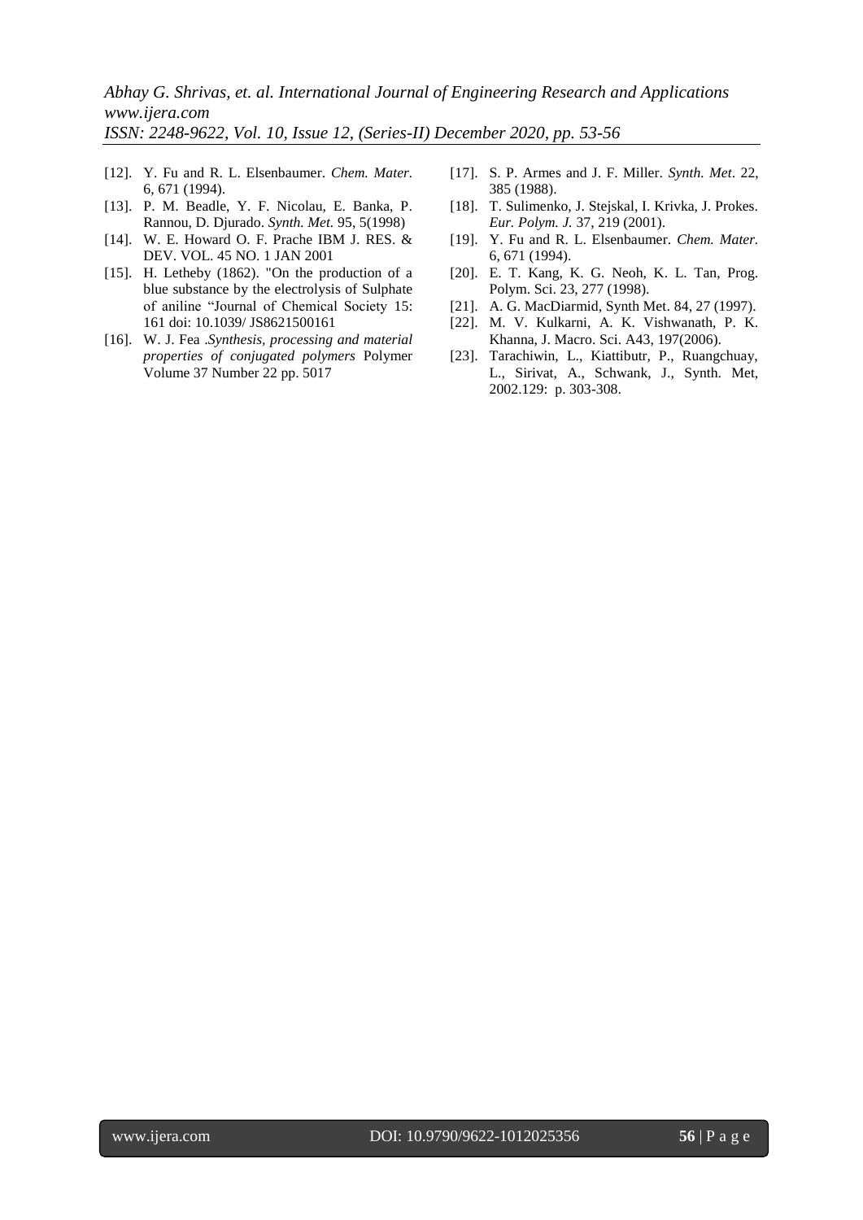- [12]. Y. Fu and R. L. Elsenbaumer. *Chem. Mater.* 6, 671 (1994).
- [13]. P. M. Beadle, Y. F. Nicolau, E. Banka, P. Rannou, D. Djurado. *Synth. Met.* 95, 5(1998)
- [14]. W. E. Howard O. F. Prache IBM J. RES. & DEV. VOL. 45 NO. 1 JAN 2001
- [15]. H. Letheby (1862). "On the production of a blue substance by the electrolysis of Sulphate of aniline "Journal of Chemical Society 15: 161 doi: 10.1039/ JS8621500161
- [16]. W. J. Fea .*Synthesis, processing and material properties of conjugated polymers* Polymer Volume 37 Number 22 pp. 5017
- [17]. S. P. Armes and J. F. Miller. *Synth. Met*. 22, 385 (1988).
- [18]. T. Sulimenko, J. Stejskal, I. Krivka, J. Prokes. *Eur. Polym. J.* 37, 219 (2001).
- [19]. Y. Fu and R. L. Elsenbaumer. *Chem. Mater.* 6, 671 (1994).
- [20]. E. T. Kang, K. G. Neoh, K. L. Tan, Prog. Polym. Sci. 23, 277 (1998).
- [21]. A. G. MacDiarmid, Synth Met. 84, 27 (1997).
- [22]. M. V. Kulkarni, A. K. Vishwanath, P. K. Khanna, J. Macro. Sci. A43, 197(2006).
- [23]. Tarachiwin, L., Kiattibutr, P., Ruangchuay, L., Sirivat, A., Schwank, J., Synth. Met, 2002.129: p. 303-308.